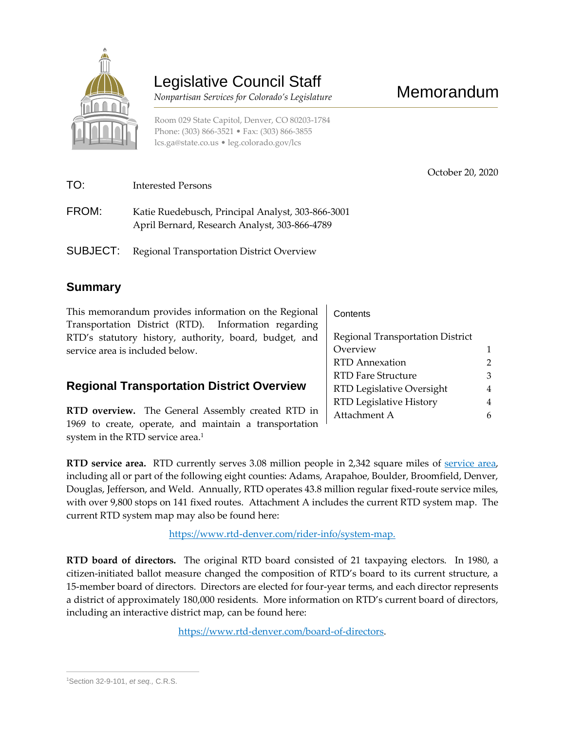# Legislative Council Staff

*Nonpartisan Services for Colorado's Legislature*

Room 029 State Capitol, Denver, CO 80203-1784
Phone: (303) 866-3521 • Fax: (303) 866-3855
lcs.ga@state.co.us • leg.colorado.gov/lcs

**Memorandum**

October 20, 2020

TO: Interested Persons

FROM: Katie Ruedebusch, Principal Analyst, 303-866-3001
April Bernard, Research Analyst, 303-866-4789

SUBJECT: Regional Transportation District Overview

## Summary

This memorandum provides information on the Regional Transportation District (RTD). Information regarding RTD's statutory history, authority, board, budget, and service area is included below.

| Contents | |
|---|---|
| Regional Transportation District Overview | 1 |
| RTD Annexation | 2 |
| RTD Fare Structure | 3 |
| RTD Legislative Oversight | 4 |
| RTD Legislative History | 4 |
| Attachment A | 6 |

## Regional Transportation District Overview

**RTD overview.** The General Assembly created RTD in 1969 to create, operate, and maintain a transportation system in the RTD service area.[1]

**RTD service area.** RTD currently serves 3.08 million people in 2,342 square miles of service area, including all or part of the following eight counties: Adams, Arapahoe, Boulder, Broomfield, Denver, Douglas, Jefferson, and Weld. Annually, RTD operates 43.8 million regular fixed-route service miles, with over 9,800 stops on 141 fixed routes. Attachment A includes the current RTD system map. The current RTD system map may also be found here:

https://www.rtd-denver.com/rider-info/system-map.

**RTD board of directors.** The original RTD board consisted of 21 taxpaying electors. In 1980, a citizen-initiated ballot measure changed the composition of RTD's board to its current structure, a 15-member board of directors. Directors are elected for four-year terms, and each director represents a district of approximately 180,000 residents. More information on RTD's current board of directors, including an interactive district map, can be found here:

https://www.rtd-denver.com/board-of-directors.

[1]Section 32-9-101, *et seq.*, C.R.S.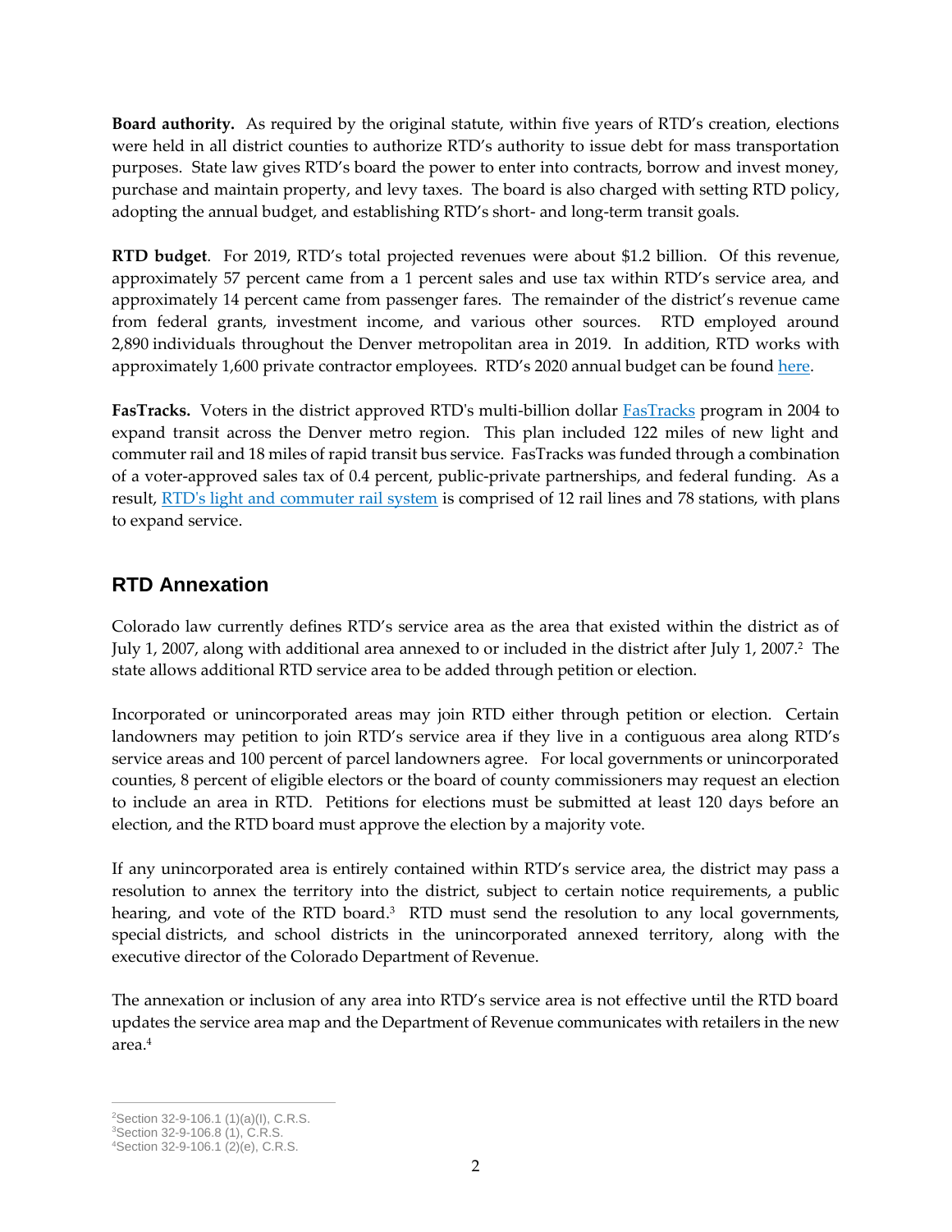**Board authority.** As required by the original statute, within five years of RTD's creation, elections were held in all district counties to authorize RTD's authority to issue debt for mass transportation purposes. State law gives RTD's board the power to enter into contracts, borrow and invest money, purchase and maintain property, and levy taxes. The board is also charged with setting RTD policy, adopting the annual budget, and establishing RTD's short- and long-term transit goals.

**RTD budget**. For 2019, RTD's total projected revenues were about $1.2 billion. Of this revenue, approximately 57 percent came from a 1 percent sales and use tax within RTD's service area, and approximately 14 percent came from passenger fares. The remainder of the district's revenue came from federal grants, investment income, and various other sources. RTD employed around 2,890 individuals throughout the Denver metropolitan area in 2019. In addition, RTD works with approximately 1,600 private contractor employees. RTD's 2020 annual budget can be found here.

**FasTracks.** Voters in the district approved RTD's multi-billion dollar FasTracks program in 2004 to expand transit across the Denver metro region. This plan included 122 miles of new light and commuter rail and 18 miles of rapid transit bus service. FasTracks was funded through a combination of a voter-approved sales tax of 0.4 percent, public-private partnerships, and federal funding. As a result, RTD's light and commuter rail system is comprised of 12 rail lines and 78 stations, with plans to expand service.

## RTD Annexation

Colorado law currently defines RTD's service area as the area that existed within the district as of July 1, 2007, along with additional area annexed to or included in the district after July 1, 2007.[2] The state allows additional RTD service area to be added through petition or election.

Incorporated or unincorporated areas may join RTD either through petition or election. Certain landowners may petition to join RTD's service area if they live in a contiguous area along RTD's service areas and 100 percent of parcel landowners agree. For local governments or unincorporated counties, 8 percent of eligible electors or the board of county commissioners may request an election to include an area in RTD. Petitions for elections must be submitted at least 120 days before an election, and the RTD board must approve the election by a majority vote.

If any unincorporated area is entirely contained within RTD's service area, the district may pass a resolution to annex the territory into the district, subject to certain notice requirements, a public hearing, and vote of the RTD board.[3] RTD must send the resolution to any local governments, special districts, and school districts in the unincorporated annexed territory, along with the executive director of the Colorado Department of Revenue.

The annexation or inclusion of any area into RTD's service area is not effective until the RTD board updates the service area map and the Department of Revenue communicates with retailers in the new area.[4]

---

[2]Section 32-9-106.1 (1)(a)(I), C.R.S.
[3]Section 32-9-106.8 (1), C.R.S.
[4]Section 32-9-106.1 (2)(e), C.R.S.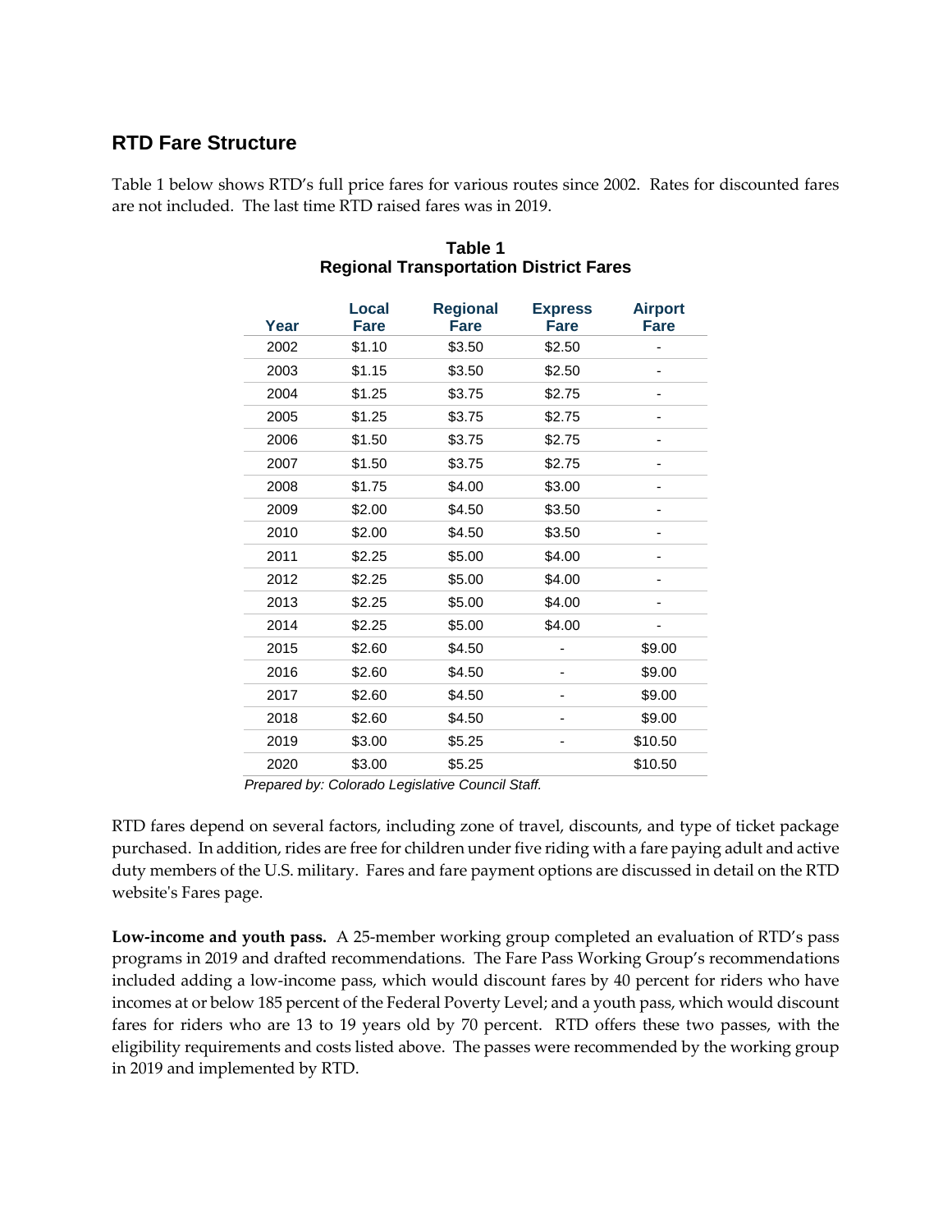## RTD Fare Structure

Table 1 below shows RTD's full price fares for various routes since 2002. Rates for discounted fares are not included. The last time RTD raised fares was in 2019.

**Table 1**
**Regional Transportation District Fares**

| Year | Local Fare | Regional Fare | Express Fare | Airport Fare |
|---|---|---|---|---|
| 2002 | $1.10 | $3.50 | $2.50 | - |
| 2003 | $1.15 | $3.50 | $2.50 | - |
| 2004 | $1.25 | $3.75 | $2.75 | - |
| 2005 | $1.25 | $3.75 | $2.75 | - |
| 2006 | $1.50 | $3.75 | $2.75 | - |
| 2007 | $1.50 | $3.75 | $2.75 | - |
| 2008 | $1.75 | $4.00 | $3.00 | - |
| 2009 | $2.00 | $4.50 | $3.50 | - |
| 2010 | $2.00 | $4.50 | $3.50 | - |
| 2011 | $2.25 | $5.00 | $4.00 | - |
| 2012 | $2.25 | $5.00 | $4.00 | - |
| 2013 | $2.25 | $5.00 | $4.00 | - |
| 2014 | $2.25 | $5.00 | $4.00 | - |
| 2015 | $2.60 | $4.50 | - | $9.00 |
| 2016 | $2.60 | $4.50 | - | $9.00 |
| 2017 | $2.60 | $4.50 | - | $9.00 |
| 2018 | $2.60 | $4.50 | - | $9.00 |
| 2019 | $3.00 | $5.25 | - | $10.50 |
| 2020 | $3.00 | $5.25 | | $10.50 |

*Prepared by: Colorado Legislative Council Staff.*

RTD fares depend on several factors, including zone of travel, discounts, and type of ticket package purchased. In addition, rides are free for children under five riding with a fare paying adult and active duty members of the U.S. military. Fares and fare payment options are discussed in detail on the RTD website's Fares page.

**Low-income and youth pass.** A 25-member working group completed an evaluation of RTD's pass programs in 2019 and drafted recommendations. The Fare Pass Working Group's recommendations included adding a low-income pass, which would discount fares by 40 percent for riders who have incomes at or below 185 percent of the Federal Poverty Level; and a youth pass, which would discount fares for riders who are 13 to 19 years old by 70 percent. RTD offers these two passes, with the eligibility requirements and costs listed above. The passes were recommended by the working group in 2019 and implemented by RTD.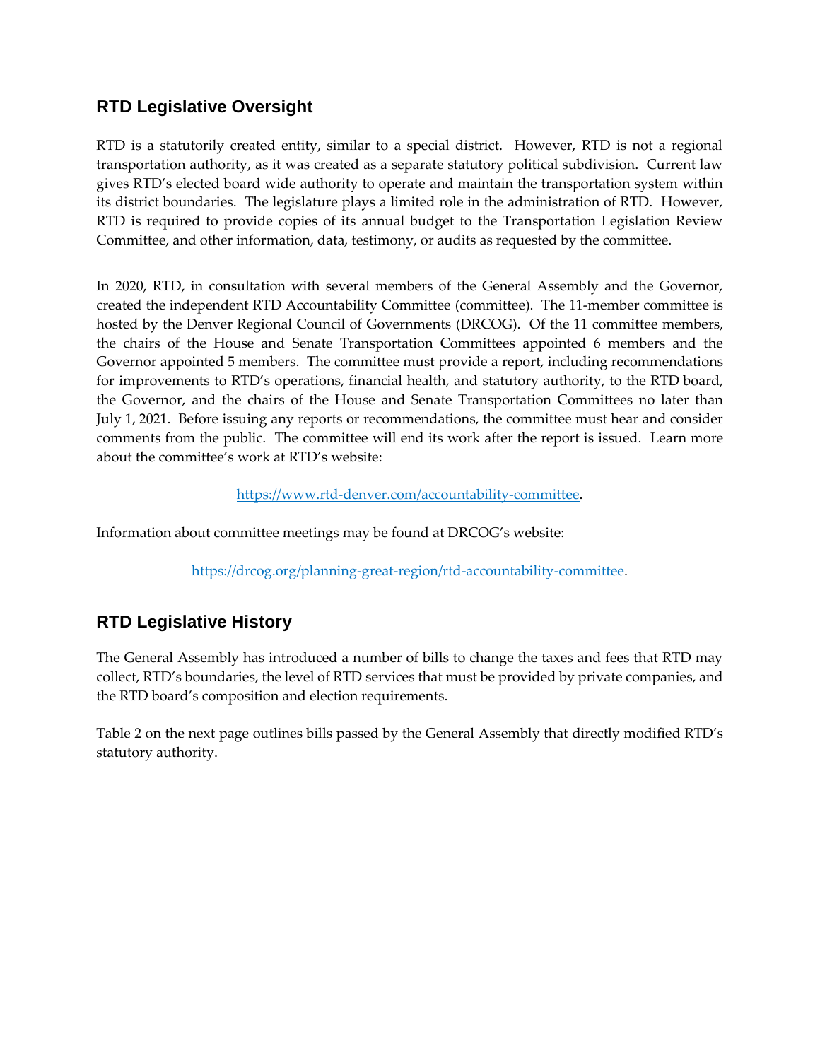## RTD Legislative Oversight

RTD is a statutorily created entity, similar to a special district. However, RTD is not a regional transportation authority, as it was created as a separate statutory political subdivision. Current law gives RTD's elected board wide authority to operate and maintain the transportation system within its district boundaries. The legislature plays a limited role in the administration of RTD. However, RTD is required to provide copies of its annual budget to the Transportation Legislation Review Committee, and other information, data, testimony, or audits as requested by the committee.

In 2020, RTD, in consultation with several members of the General Assembly and the Governor, created the independent RTD Accountability Committee (committee). The 11-member committee is hosted by the Denver Regional Council of Governments (DRCOG). Of the 11 committee members, the chairs of the House and Senate Transportation Committees appointed 6 members and the Governor appointed 5 members. The committee must provide a report, including recommendations for improvements to RTD's operations, financial health, and statutory authority, to the RTD board, the Governor, and the chairs of the House and Senate Transportation Committees no later than July 1, 2021. Before issuing any reports or recommendations, the committee must hear and consider comments from the public. The committee will end its work after the report is issued. Learn more about the committee's work at RTD's website:

https://www.rtd-denver.com/accountability-committee.

Information about committee meetings may be found at DRCOG's website:

https://drcog.org/planning-great-region/rtd-accountability-committee.

## RTD Legislative History

The General Assembly has introduced a number of bills to change the taxes and fees that RTD may collect, RTD's boundaries, the level of RTD services that must be provided by private companies, and the RTD board's composition and election requirements.

Table 2 on the next page outlines bills passed by the General Assembly that directly modified RTD's statutory authority.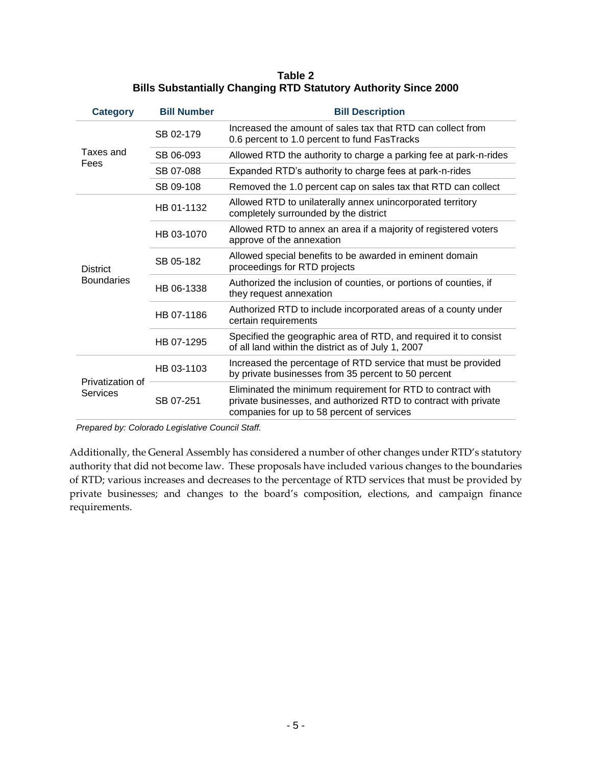**Table 2**
**Bills Substantially Changing RTD Statutory Authority Since 2000**

| Category | Bill Number | Bill Description |
|---|---|---|
| Taxes and Fees | SB 02-179 | Increased the amount of sales tax that RTD can collect from 0.6 percent to 1.0 percent to fund FasTracks |
| | SB 06-093 | Allowed RTD the authority to charge a parking fee at park-n-rides |
| | SB 07-088 | Expanded RTD's authority to charge fees at park-n-rides |
| | SB 09-108 | Removed the 1.0 percent cap on sales tax that RTD can collect |
| District Boundaries | HB 01-1132 | Allowed RTD to unilaterally annex unincorporated territory completely surrounded by the district |
| | HB 03-1070 | Allowed RTD to annex an area if a majority of registered voters approve of the annexation |
| | SB 05-182 | Allowed special benefits to be awarded in eminent domain proceedings for RTD projects |
| | HB 06-1338 | Authorized the inclusion of counties, or portions of counties, if they request annexation |
| | HB 07-1186 | Authorized RTD to include incorporated areas of a county under certain requirements |
| | HB 07-1295 | Specified the geographic area of RTD, and required it to consist of all land within the district as of July 1, 2007 |
| Privatization of Services | HB 03-1103 | Increased the percentage of RTD service that must be provided by private businesses from 35 percent to 50 percent |
| | SB 07-251 | Eliminated the minimum requirement for RTD to contract with private businesses, and authorized RTD to contract with private companies for up to 58 percent of services |

*Prepared by: Colorado Legislative Council Staff.*

Additionally, the General Assembly has considered a number of other changes under RTD's statutory authority that did not become law. These proposals have included various changes to the boundaries of RTD; various increases and decreases to the percentage of RTD services that must be provided by private businesses; and changes to the board's composition, elections, and campaign finance requirements.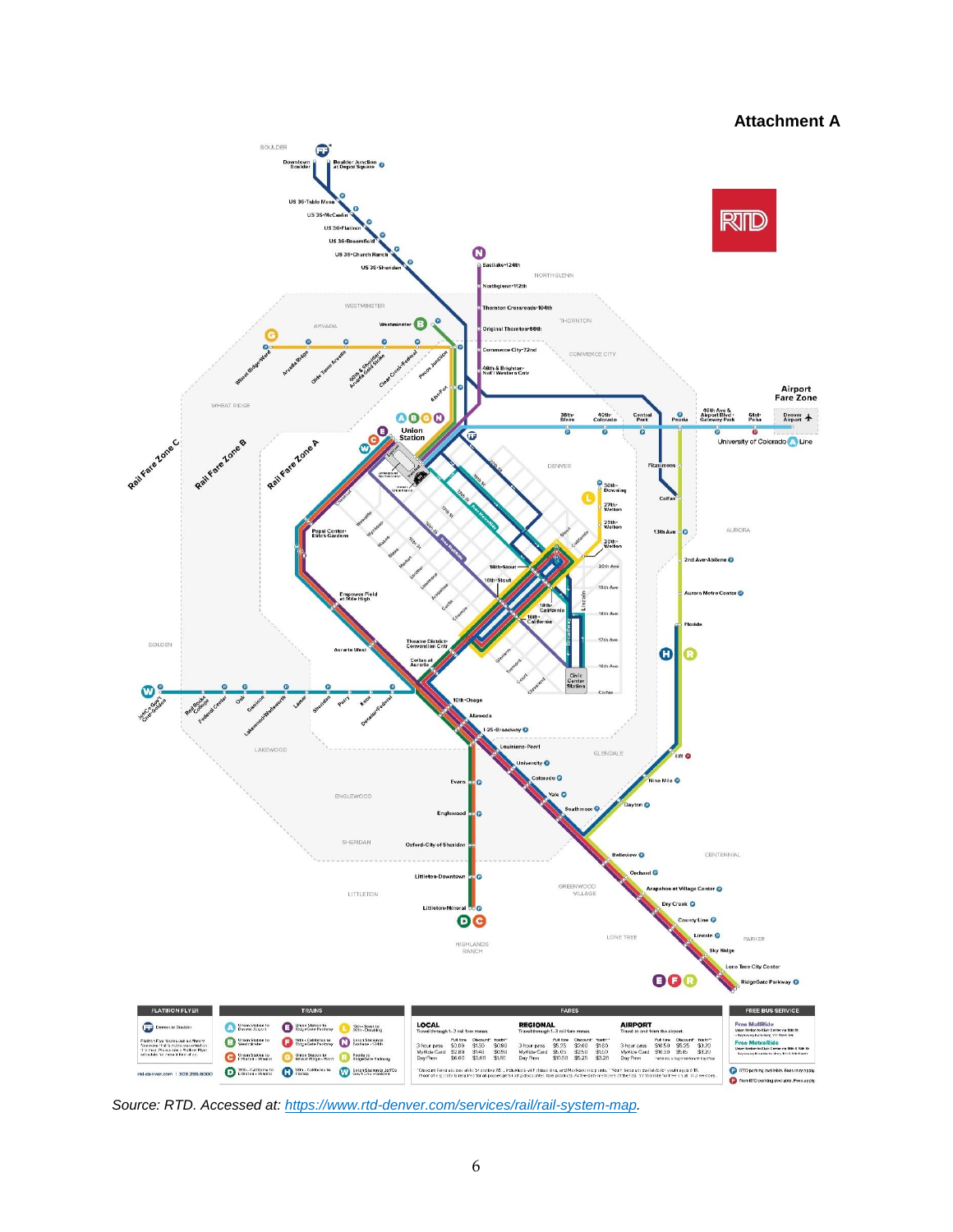**Attachment A**

RTD

BOULDER

Downtown Boulder

Boulder Junction at Depot Square

US 36-Table Mesa

US 36-McCaslin

US 36-Flatiron

US 36-Broomfield

US 36-Church Ranch

US 36-Sheridan

Eastlake-124th

NORTHGLENN

Northglenn-112th

WESTMINSTER

Thornton Crossroads-104th

THORNTON

ARVADA

Westminster

Original Thornton-88th

Commerce City-72nd

COMMERCE CITY

48th & Brighton-Nat'l Western Ctr

Wheat Ridge-Ward

Arvada Ridge

Olde Town Arvada

60th & Sheridan-Arvada Gold Strike

Clear Creek-Federal

Pecos Junction

41st-Fox

WHEAT RIDGE

Union Station

Airport Fare Zone

38th-Blake

40th-Colorado

Central Park

Peoria

40th Ave & Airport Blvd-Gateway Park

61st-Pena

Denver Airport

University of Colorado A Line

Rail Fare Zone C

Rail Fare Zone B

Rail Fare Zone A

DENVER

Fitzsimons

30th-Downing

27th-Welton

25th-Welton

20th-Welton

Colfax

13th Ave

AURORA

2nd Ave-Abilene

Pepsi Center-Elitch Gardens

18th-Stout

16th-Stout

Aurora Metro Center

Empower Field at Mile High

18th-California

16th-California

Florida

Auraria West

Theatre District-Convention Cntr

Colfax at Auraria

Civic Center Station

GOLDEN

JeffCo Gov't Center-Golden

Red Rocks College

Federal Center

Oak

Garrison

Lakewood-Wadsworth

Lamar

Sheridan

Perry

Knox

Decatur-Federal

10th-Osage

Alameda

I-25-Broadway

LAKEWOOD

Louisiana-Pearl

GLENDALE

University

Colorado

Iliff

Evans

Yale

Nine Mile

ENGLEWOOD

Englewood

Southmoor

Dayton

SHERIDAN

Oxford-City of Sheridan

Belleview

CENTENNIAL

Littleton-Downtown

Orchard

LITTLETON

GREENWOOD VILLAGE

Arapahoe at Village Center

Littleton-Mineral

Dry Creek

County Line

HIGHLANDS RANCH

LONE TREE

Lincoln

PARKER

Sky Ridge

Lone Tree City Center

RidgeGate Parkway

FLATIRON FLYER

Denver to Boulder

TRAINS

Union Station to Denver Airport

Union Station to Westminster

Union Station to Littleton • Mineral

30th • California to Littleton • Mineral

Union Station to RidgeGate Parkway

18th • California to RidgeGate Parkway

Union Station to Wheat Ridge • Ward

18th • California to Florida

30th • Downing to 30th • Downing

Union Station to Eastlake • 124th

Peoria to RidgeGate Parkway

Union Station to JeffCo Gov't Center • Golden

FARES

LOCAL — Travel through 1–2 rail fare zones.

REGIONAL — Travel through 1–3 rail fare zones.

AIRPORT — Travel to and from the airport.

FREE BUS SERVICE

Free MallRide

Free MetroRide

rtd-denver.com | 303.299.6000

RTD parking available. Fees may apply.

Non-RTD parking available. Fees apply.

*Source: RTD. Accessed at: https://www.rtd-denver.com/services/rail/rail-system-map.*